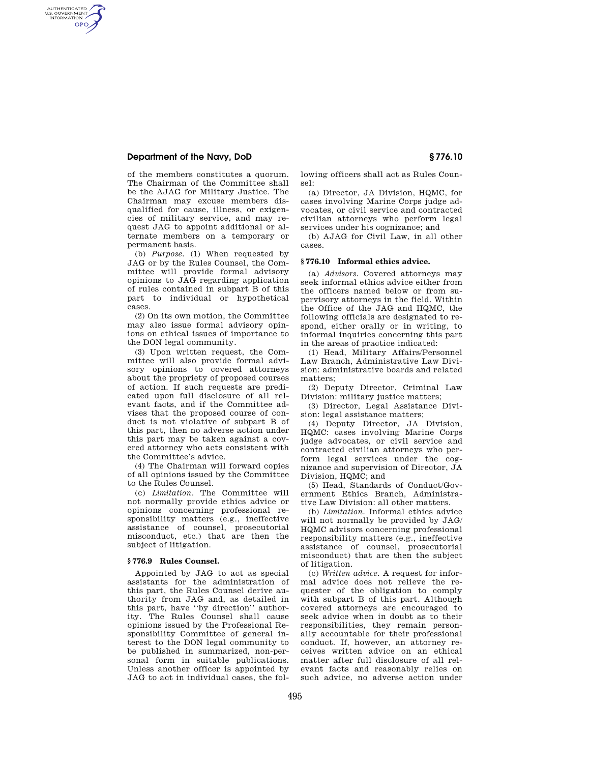of the members constitutes a quorum. The Chairman of the Committee shall be the AJAG for Military Justice. The Chairman may excuse members disqualified for cause, illness, or exigencies of military service, and may request JAG to appoint additional or alternate members on a temporary or permanent basis.

(b) *Purpose.* (1) When requested by JAG or by the Rules Counsel, the Committee will provide formal advisory opinions to JAG regarding application of rules contained in subpart B of this part to individual or hypothetical cases.

(2) On its own motion, the Committee may also issue formal advisory opinions on ethical issues of importance to the DON legal community.

(3) Upon written request, the Committee will also provide formal advisory opinions to covered attorneys about the propriety of proposed courses of action. If such requests are predicated upon full disclosure of all relevant facts, and if the Committee advises that the proposed course of conduct is not violative of subpart B of this part, then no adverse action under this part may be taken against a covered attorney who acts consistent with the Committee's advice.

(4) The Chairman will forward copies of all opinions issued by the Committee to the Rules Counsel.

(c) *Limitation.* The Committee will not normally provide ethics advice or opinions concerning professional responsibility matters (e.g., ineffective assistance of counsel, prosecutorial misconduct, etc.) that are then the subject of litigation.

## § 776.9 Rules Counsel.

Appointed by JAG to act as special assistants for the administration of this part, the Rules Counsel derive authority from JAG and, as detailed in this part, have ''by direction'' authority. The Rules Counsel shall cause opinions issued by the Professional Responsibility Committee of general interest to the DON legal community to be published in summarized, non-personal form in suitable publications. Unless another officer is appointed by JAG to act in individual cases, the following officers shall act as Rules Counsel:

(a) Director, JA Division, HQMC, for cases involving Marine Corps judge advocates, or civil service and contracted civilian attorneys who perform legal services under his cognizance; and

(b) AJAG for Civil Law, in all other cases.

## § 776.10 Informal ethics advice.

(a) *Advisors.* Covered attorneys may seek informal ethics advice either from the officers named below or from supervisory attorneys in the field. Within the Office of the JAG and HQMC, the following officials are designated to respond, either orally or in writing, to informal inquiries concerning this part in the areas of practice indicated:

(1) Head, Military Affairs/Personnel Law Branch, Administrative Law Division: administrative boards and related matters;

(2) Deputy Director, Criminal Law Division: military justice matters;

(3) Director, Legal Assistance Division: legal assistance matters;

(4) Deputy Director, JA Division, HQMC: cases involving Marine Corps judge advocates, or civil service and contracted civilian attorneys who perform legal services under the cognizance and supervision of Director, JA Division, HQMC; and

(5) Head, Standards of Conduct/Government Ethics Branch, Administrative Law Division: all other matters.

(b) *Limitation.* Informal ethics advice will not normally be provided by JAG/HQMC advisors concerning professional responsibility matters (e.g., ineffective assistance of counsel, prosecutorial misconduct) that are then the subject of litigation.

(c) *Written advice.* A request for informal advice does not relieve the requester of the obligation to comply with subpart B of this part. Although covered attorneys are encouraged to seek advice when in doubt as to their responsibilities, they remain personally accountable for their professional conduct. If, however, an attorney receives written advice on an ethical matter after full disclosure of all relevant facts and reasonably relies on such advice, no adverse action under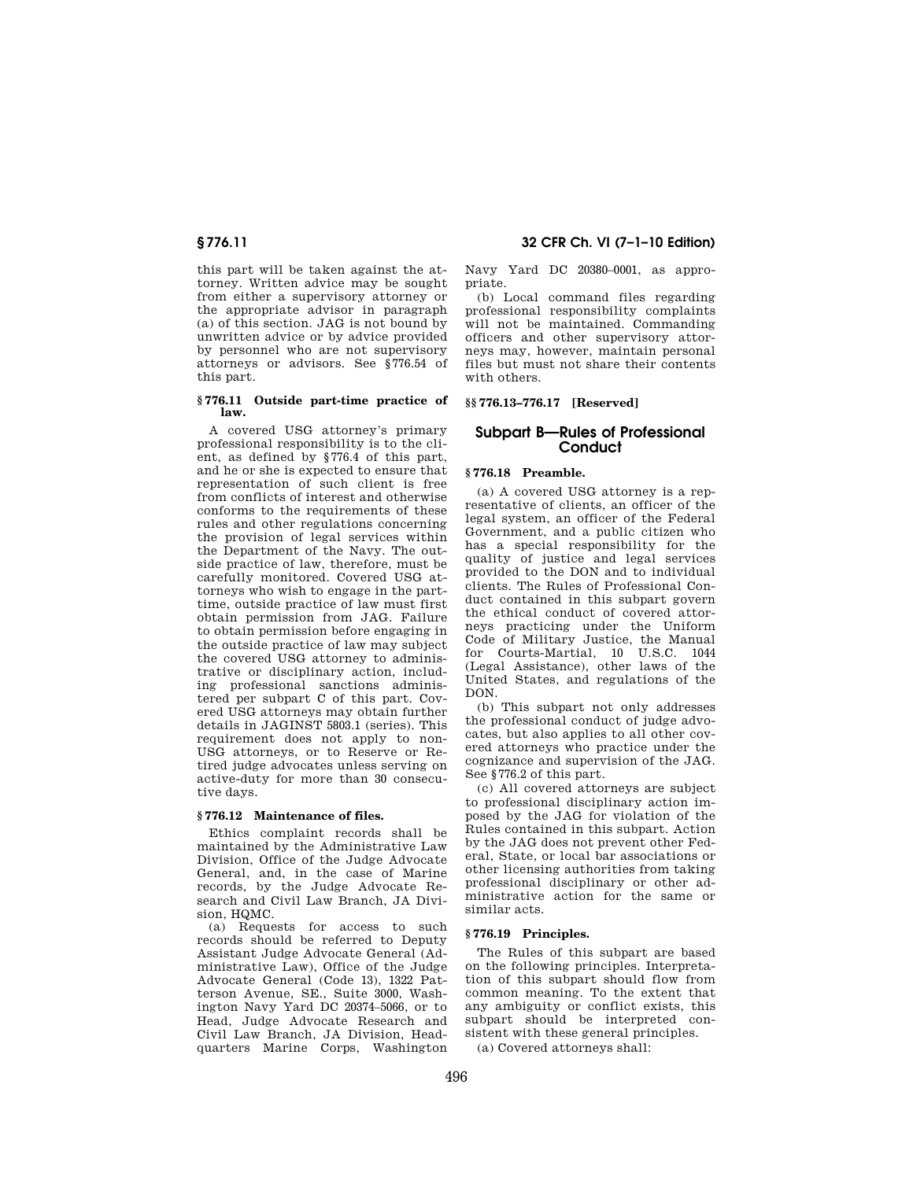this part will be taken against the attorney. Written advice may be sought from either a supervisory attorney or the appropriate advisor in paragraph (a) of this section. JAG is not bound by unwritten advice or by advice provided by personnel who are not supervisory attorneys or advisors. See §776.54 of this part.

### § 776.11 Outside part-time practice of law.

A covered USG attorney's primary professional responsibility is to the client, as defined by §776.4 of this part, and he or she is expected to ensure that representation of such client is free from conflicts of interest and otherwise conforms to the requirements of these rules and other regulations concerning the provision of legal services within the Department of the Navy. The outside practice of law, therefore, must be carefully monitored. Covered USG attorneys who wish to engage in the part-time, outside practice of law must first obtain permission from JAG. Failure to obtain permission before engaging in the outside practice of law may subject the covered USG attorney to administrative or disciplinary action, including professional sanctions administered per subpart C of this part. Covered USG attorneys may obtain further details in JAGINST 5803.1 (series). This requirement does not apply to non-USG attorneys, or to Reserve or Retired judge advocates unless serving on active-duty for more than 30 consecutive days.

### § 776.12 Maintenance of files.

Ethics complaint records shall be maintained by the Administrative Law Division, Office of the Judge Advocate General, and, in the case of Marine records, by the Judge Advocate Research and Civil Law Branch, JA Division, HQMC.

(a) Requests for access to such records should be referred to Deputy Assistant Judge Advocate General (Administrative Law), Office of the Judge Advocate General (Code 13), 1322 Patterson Avenue, SE., Suite 3000, Washington Navy Yard DC 20374–5066, or to Head, Judge Advocate Research and Civil Law Branch, JA Division, Headquarters Marine Corps, Washington Navy Yard DC 20380–0001, as appropriate.

(b) Local command files regarding professional responsibility complaints will not be maintained. Commanding officers and other supervisory attorneys may, however, maintain personal files but must not share their contents with others.

### §§ 776.13–776.17 [Reserved]

## Subpart B—Rules of Professional Conduct

### § 776.18 Preamble.

(a) A covered USG attorney is a representative of clients, an officer of the legal system, an officer of the Federal Government, and a public citizen who has a special responsibility for the quality of justice and legal services provided to the DON and to individual clients. The Rules of Professional Conduct contained in this subpart govern the ethical conduct of covered attorneys practicing under the Uniform Code of Military Justice, the Manual for Courts-Martial, 10 U.S.C. 1044 (Legal Assistance), other laws of the United States, and regulations of the DON.

(b) This subpart not only addresses the professional conduct of judge advocates, but also applies to all other covered attorneys who practice under the cognizance and supervision of the JAG. See §776.2 of this part.

(c) All covered attorneys are subject to professional disciplinary action imposed by the JAG for violation of the Rules contained in this subpart. Action by the JAG does not prevent other Federal, State, or local bar associations or other licensing authorities from taking professional disciplinary or other administrative action for the same or similar acts.

### § 776.19 Principles.

The Rules of this subpart are based on the following principles. Interpretation of this subpart should flow from common meaning. To the extent that any ambiguity or conflict exists, this subpart should be interpreted consistent with these general principles.

(a) Covered attorneys shall: